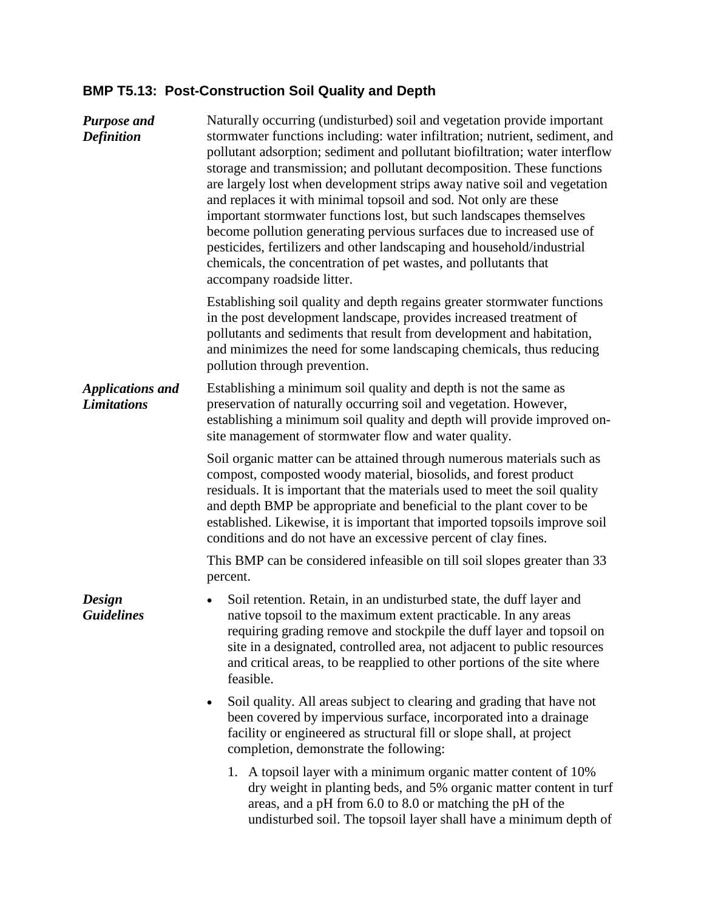## BMP T5.13: Post-Construction Soil Quality and Depth

***Purpose and Definition***

Naturally occurring (undisturbed) soil and vegetation provide important stormwater functions including: water infiltration; nutrient, sediment, and pollutant adsorption; sediment and pollutant biofiltration; water interflow storage and transmission; and pollutant decomposition. These functions are largely lost when development strips away native soil and vegetation and replaces it with minimal topsoil and sod. Not only are these important stormwater functions lost, but such landscapes themselves become pollution generating pervious surfaces due to increased use of pesticides, fertilizers and other landscaping and household/industrial chemicals, the concentration of pet wastes, and pollutants that accompany roadside litter.

Establishing soil quality and depth regains greater stormwater functions in the post development landscape, provides increased treatment of pollutants and sediments that result from development and habitation, and minimizes the need for some landscaping chemicals, thus reducing pollution through prevention.

***Applications and Limitations***

Establishing a minimum soil quality and depth is not the same as preservation of naturally occurring soil and vegetation. However, establishing a minimum soil quality and depth will provide improved on-site management of stormwater flow and water quality.

Soil organic matter can be attained through numerous materials such as compost, composted woody material, biosolids, and forest product residuals. It is important that the materials used to meet the soil quality and depth BMP be appropriate and beneficial to the plant cover to be established. Likewise, it is important that imported topsoils improve soil conditions and do not have an excessive percent of clay fines.

This BMP can be considered infeasible on till soil slopes greater than 33 percent.

***Design Guidelines***

- Soil retention. Retain, in an undisturbed state, the duff layer and native topsoil to the maximum extent practicable. In any areas requiring grading remove and stockpile the duff layer and topsoil on site in a designated, controlled area, not adjacent to public resources and critical areas, to be reapplied to other portions of the site where feasible.
- Soil quality. All areas subject to clearing and grading that have not been covered by impervious surface, incorporated into a drainage facility or engineered as structural fill or slope shall, at project completion, demonstrate the following:
  1. A topsoil layer with a minimum organic matter content of 10% dry weight in planting beds, and 5% organic matter content in turf areas, and a pH from 6.0 to 8.0 or matching the pH of the undisturbed soil. The topsoil layer shall have a minimum depth of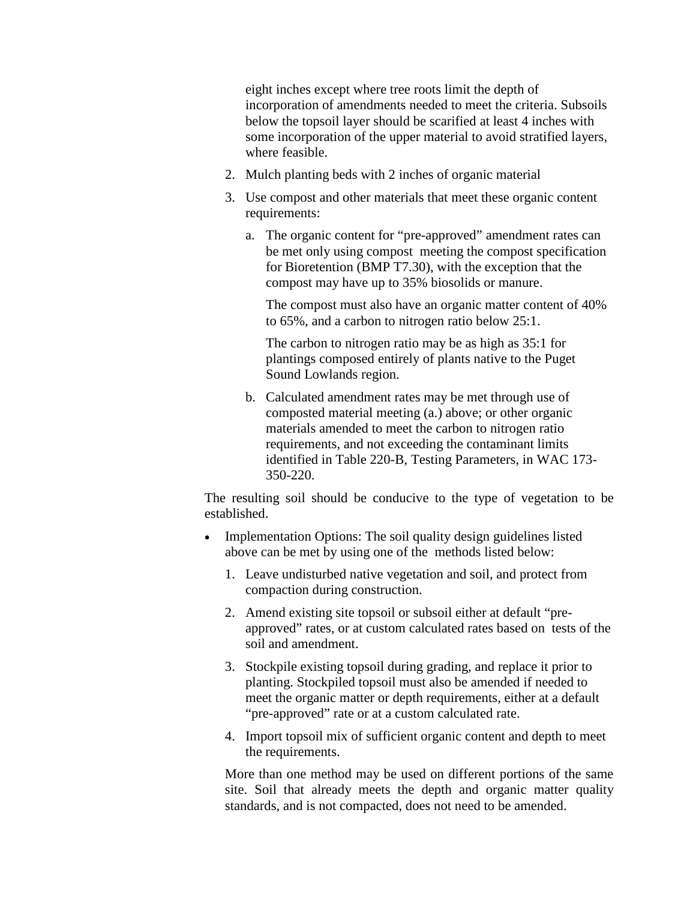eight inches except where tree roots limit the depth of incorporation of amendments needed to meet the criteria. Subsoils below the topsoil layer should be scarified at least 4 inches with some incorporation of the upper material to avoid stratified layers, where feasible.

2. Mulch planting beds with 2 inches of organic material

3. Use compost and other materials that meet these organic content requirements:

   a. The organic content for "pre-approved" amendment rates can be met only using compost meeting the compost specification for Bioretention (BMP T7.30), with the exception that the compost may have up to 35% biosolids or manure.

      The compost must also have an organic matter content of 40% to 65%, and a carbon to nitrogen ratio below 25:1.

      The carbon to nitrogen ratio may be as high as 35:1 for plantings composed entirely of plants native to the Puget Sound Lowlands region.

   b. Calculated amendment rates may be met through use of composted material meeting (a.) above; or other organic materials amended to meet the carbon to nitrogen ratio requirements, and not exceeding the contaminant limits identified in Table 220-B, Testing Parameters, in WAC 173-350-220.

The resulting soil should be conducive to the type of vegetation to be established.

- Implementation Options: The soil quality design guidelines listed above can be met by using one of the methods listed below:

  1. Leave undisturbed native vegetation and soil, and protect from compaction during construction.

  2. Amend existing site topsoil or subsoil either at default "pre-approved" rates, or at custom calculated rates based on tests of the soil and amendment.

  3. Stockpile existing topsoil during grading, and replace it prior to planting. Stockpiled topsoil must also be amended if needed to meet the organic matter or depth requirements, either at a default "pre-approved" rate or at a custom calculated rate.

  4. Import topsoil mix of sufficient organic content and depth to meet the requirements.

  More than one method may be used on different portions of the same site. Soil that already meets the depth and organic matter quality standards, and is not compacted, does not need to be amended.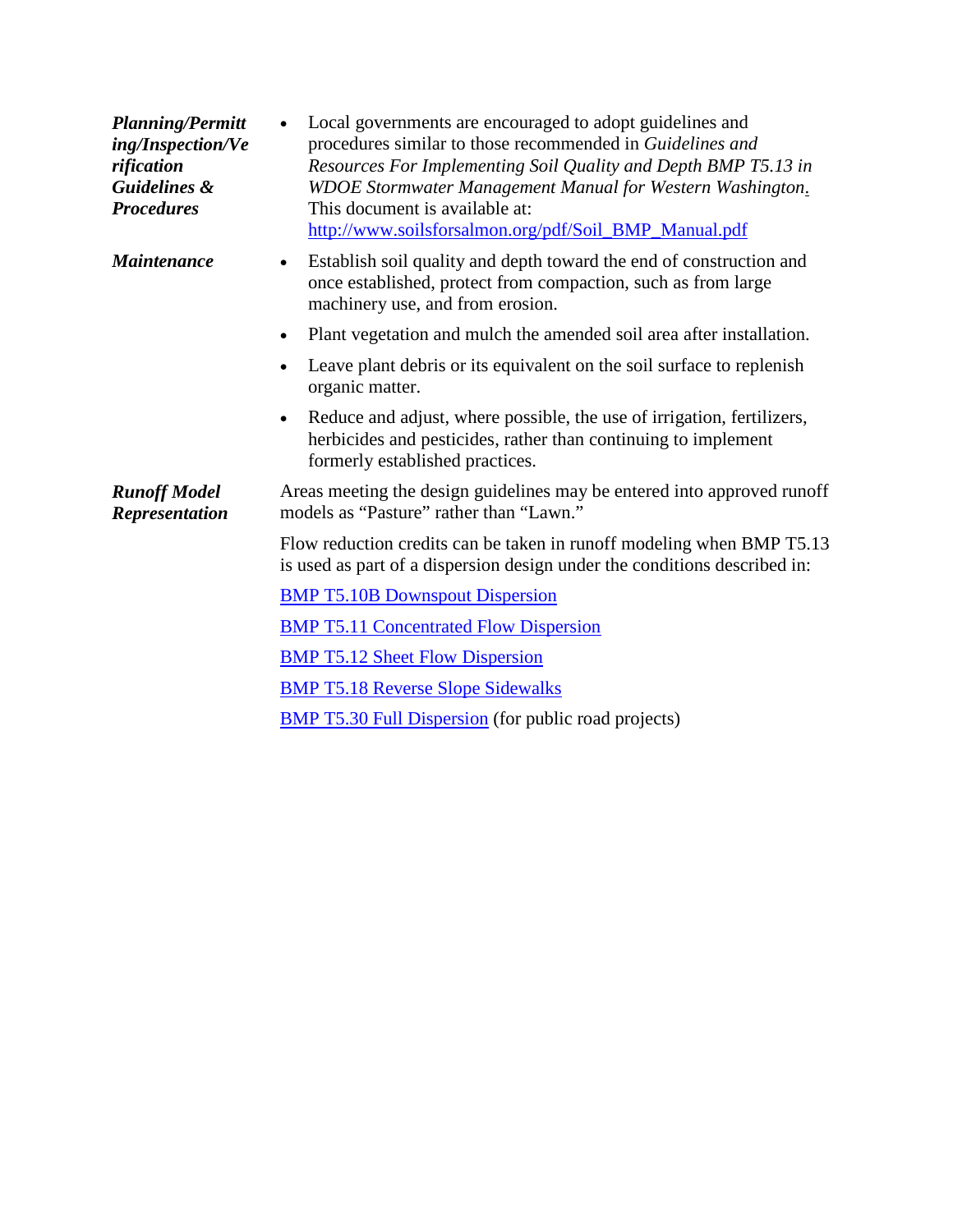***Planning/Permitting/Inspection/Verification Guidelines & Procedures***

- Local governments are encouraged to adopt guidelines and procedures similar to those recommended in *Guidelines and Resources For Implementing Soil Quality and Depth BMP T5.13 in WDOE Stormwater Management Manual for Western Washington*. This document is available at: http://www.soilsforsalmon.org/pdf/Soil_BMP_Manual.pdf

***Maintenance***

- Establish soil quality and depth toward the end of construction and once established, protect from compaction, such as from large machinery use, and from erosion.
- Plant vegetation and mulch the amended soil area after installation.
- Leave plant debris or its equivalent on the soil surface to replenish organic matter.
- Reduce and adjust, where possible, the use of irrigation, fertilizers, herbicides and pesticides, rather than continuing to implement formerly established practices.

***Runoff Model Representation***

Areas meeting the design guidelines may be entered into approved runoff models as "Pasture" rather than "Lawn."

Flow reduction credits can be taken in runoff modeling when BMP T5.13 is used as part of a dispersion design under the conditions described in:

BMP T5.10B Downspout Dispersion

BMP T5.11 Concentrated Flow Dispersion

BMP T5.12 Sheet Flow Dispersion

BMP T5.18 Reverse Slope Sidewalks

BMP T5.30 Full Dispersion (for public road projects)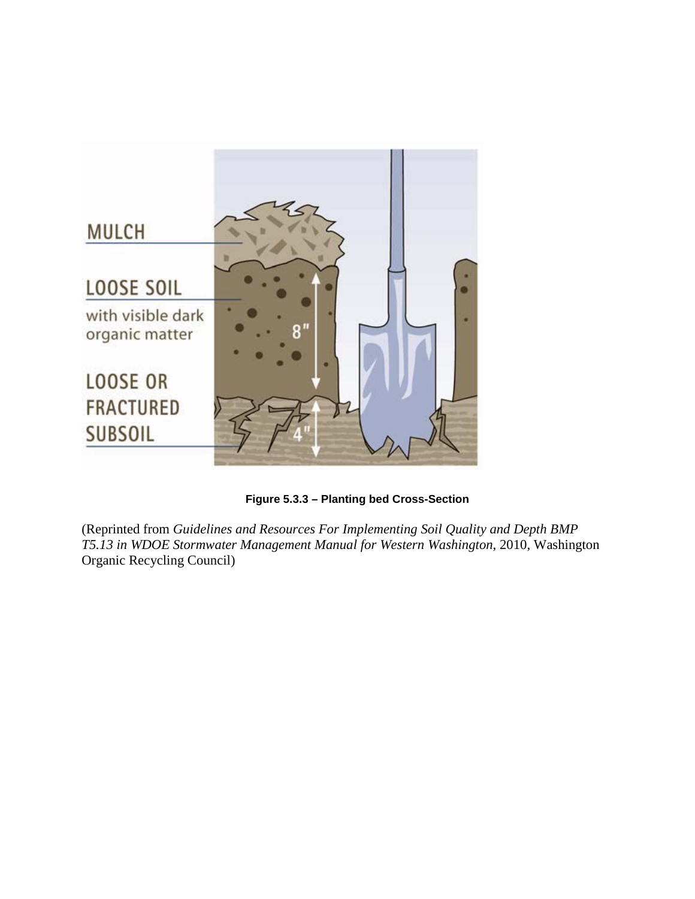MULCH

LOOSE SOIL

with visible dark organic matter

LOOSE OR FRACTURED SUBSOIL

8"

4"

**Figure 5.3.3 – Planting bed Cross-Section**

(Reprinted from *Guidelines and Resources For Implementing Soil Quality and Depth BMP T5.13 in WDOE Stormwater Management Manual for Western Washington*, 2010, Washington Organic Recycling Council)